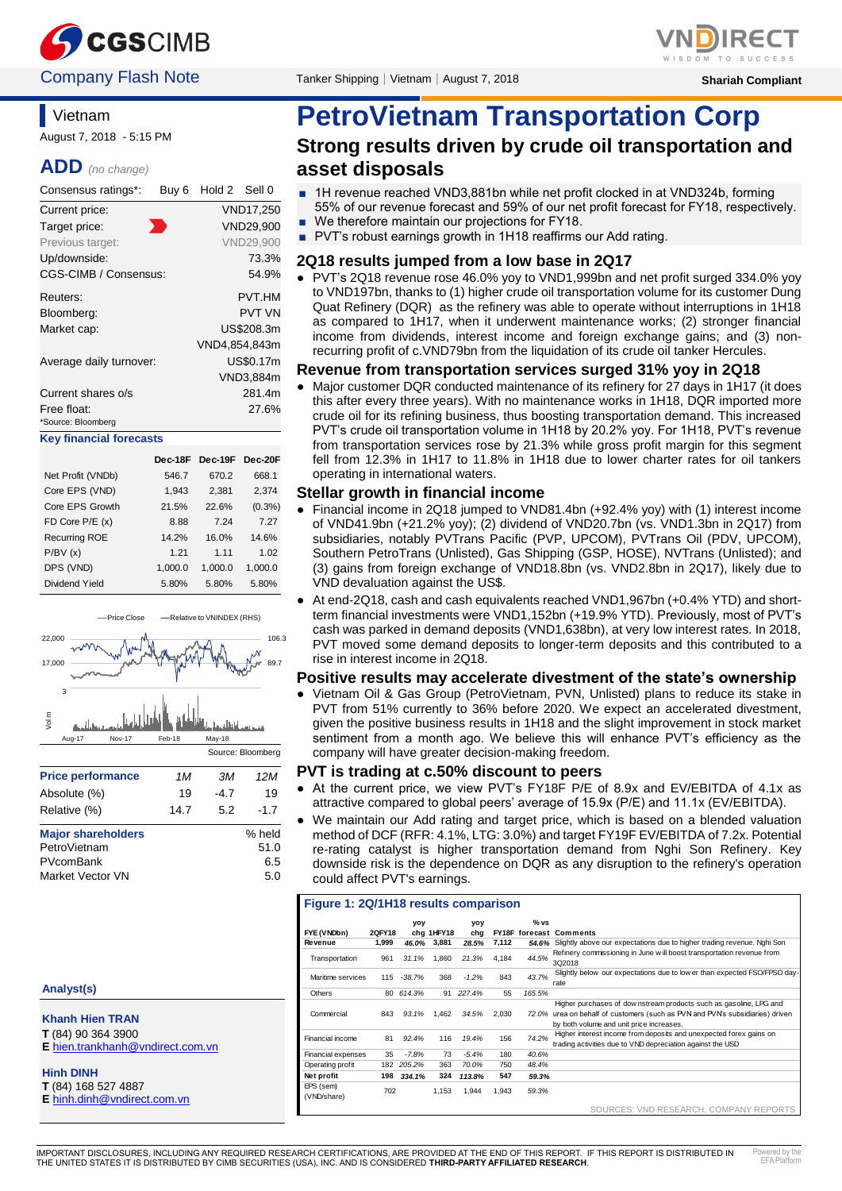Company Flash Note

Tanker Shipping | Vietnam | August 7, 2018

Shariah Compliant

# Vietnam

August 7, 2018 - 5:15 PM

## ADD *(no change)*

| Consensus ratings*: | Buy 6 Hold 2 Sell 0 |
|---|---|
| Current price: | VND17,250 |
| Target price: | VND29,900 |
| Previous target: | VND29,900 |
| Up/downside: | 73.3% |
| CGS-CIMB / Consensus: | 54.9% |
| Reuters: | PVT.HM |
| Bloomberg: | PVT VN |
| Market cap: | US$208.3m |
| | VND4,854,843m |
| Average daily turnover: | US$0.17m |
| | VND3,884m |
| Current shares o/s | 281.4m |
| Free float: | 27.6% |

*Source: Bloomberg

**Key financial forecasts**

| | Dec-18F | Dec-19F | Dec-20F |
|---|---|---|---|
| Net Profit (VNDb) | 546.7 | 670.2 | 668.1 |
| Core EPS (VND) | 1,943 | 2,381 | 2,374 |
| Core EPS Growth | 21.5% | 22.6% | (0.3%) |
| FD Core P/E (x) | 8.88 | 7.24 | 7.27 |
| Recurring ROE | 14.2% | 16.0% | 14.6% |
| P/BV (x) | 1.21 | 1.11 | 1.02 |
| DPS (VND) | 1,000.0 | 1,000.0 | 1,000.0 |
| Dividend Yield | 5.80% | 5.80% | 5.80% |

Source: Bloomberg

| Price performance | 1M | 3M | 12M |
|---|---|---|---|
| Absolute (%) | 19 | -4.7 | 19 |
| Relative (%) | 14.7 | 5.2 | -1.7 |

| Major shareholders | % held |
|---|---|
| PetroVietnam | 51.0 |
| PVcomBank | 6.5 |
| Market Vector VN | 5.0 |

**Analyst(s)**

**Khanh Hien TRAN**
**T** (84) 90 364 3900
**E** hien.trankhanh@vndirect.com.vn

**Hinh DINH**
**T** (84) 168 527 4887
**E** hinh.dinh@vndirect.com.vn

# PetroVietnam Transportation Corp

## Strong results driven by crude oil transportation and asset disposals

- 1H revenue reached VND3,881bn while net profit clocked in at VND324b, forming 55% of our revenue forecast and 59% of our net profit forecast for FY18, respectively.
- We therefore maintain our projections for FY18.
- PVT's robust earnings growth in 1H18 reaffirms our Add rating.

### 2Q18 results jumped from a low base in 2Q17

- PVT's 2Q18 revenue rose 46.0% yoy to VND1,999bn and net profit surged 334.0% yoy to VND197bn, thanks to (1) higher crude oil transportation volume for its customer Dung Quat Refinery (DQR) as the refinery was able to operate without interruptions in 1H18 as compared to 1H17, when it underwent maintenance works; (2) stronger financial income from dividends, interest income and foreign exchange gains; and (3) non-recurring profit of c.VND79bn from the liquidation of its crude oil tanker Hercules.

### Revenue from transportation services surged 31% yoy in 2Q18

- Major customer DQR conducted maintenance of its refinery for 27 days in 1H17 (it does this after every three years). With no maintenance works in 1H18, DQR imported more crude oil for its refining business, thus boosting transportation demand. This increased PVT's crude oil transportation volume in 1H18 by 20.2% yoy. For 1H18, PVT's revenue from transportation services rose by 21.3% while gross profit margin for this segment fell from 12.3% in 1H17 to 11.8% in 1H18 due to lower charter rates for oil tankers operating in international waters.

### Stellar growth in financial income

- Financial income in 2Q18 jumped to VND81.4bn (+92.4% yoy) with (1) interest income of VND41.9bn (+21.2% yoy); (2) dividend of VND20.7bn (vs. VND1.3bn in 2Q17) from subsidiaries, notably PVTrans Pacific (PVP, UPCOM), PVTrans Oil (PDV, UPCOM), Southern PetroTrans (Unlisted), Gas Shipping (GSP, HOSE), NVTrans (Unlisted); and (3) gains from foreign exchange of VND18.8bn (vs. VND2.8bn in 2Q17), likely due to VND devaluation against the US$.
- At end-2Q18, cash and cash equivalents reached VND1,967bn (+0.4% YTD) and short-term financial investments were VND1,152bn (+19.9% YTD). Previously, most of PVT's cash was parked in demand deposits (VND1,638bn), at very low interest rates. In 2018, PVT moved some demand deposits to longer-term deposits and this contributed to a rise in interest income in 2Q18.

### Positive results may accelerate divestment of the state's ownership

- Vietnam Oil & Gas Group (PetroVietnam, PVN, Unlisted) plans to reduce its stake in PVT from 51% currently to 36% before 2020. We expect an accelerated divestment, given the positive business results in 1H18 and the slight improvement in stock market sentiment from a month ago. We believe this will enhance PVT's efficiency as the company will have greater decision-making freedom.

### PVT is trading at c.50% discount to peers

- At the current price, we view PVT's FY18F P/E of 8.9x and EV/EBITDA of 4.1x as attractive compared to global peers' average of 15.9x (P/E) and 11.1x (EV/EBITDA).
- We maintain our Add rating and target price, which is based on a blended valuation method of DCF (RFR: 4.1%, LTG: 3.0%) and target FY19F EV/EBITDA of 7.2x. Potential re-rating catalyst is higher transportation demand from Nghi Son Refinery. Key downside risk is the dependence on DQR as any disruption to the refinery's operation could affect PVT's earnings.

**Figure 1: 2Q/1H18 results comparison**

| FYE (VNDbn) | 2QFY18 | yoy chg | 1HFY18 | yoy chg | FY18F | % vs forecast | Comments |
|---|---|---|---|---|---|---|---|
| **Revenue** | **1,999** | *46.0%* | **3,881** | *28.5%* | **7,112** | *54.6%* | Slightly above our expectations due to higher trading revenue. Nghi Son |
| Transportation | 961 | *31.1%* | 1,860 | *21.3%* | 4,184 | *44.5%* | Refinery commissioning in June will boost transportation revenue from 3Q2018 |
| Maritime services | 115 | *-38.7%* | 368 | *-1.2%* | 843 | *43.7%* | Slightly below our expectations due to lower than expected FSO/FPSO day-rate |
| Others | 80 | *614.3%* | 91 | *227.4%* | 55 | *165.5%* | |
| Commercial | 843 | *93.1%* | 1,462 | *34.5%* | 2,030 | *72.0%* | Higher purchases of downstream products such as gasoline, LPG and urea on behalf of customers (such as PVN and PVN's subsidiaries) driven by both volume and unit price increases. |
| Financial income | 81 | *92.4%* | 116 | *19.4%* | 156 | *74.2%* | Higher interest income from deposits and unexpected forex gains on trading activities due to VND depreciation against the USD |
| Financial expenses | 35 | *-7.8%* | 73 | *-5.4%* | 180 | *40.6%* | |
| Operating profit | 182 | *205.2%* | 363 | *70.0%* | 750 | *48.4%* | |
| **Net profit** | **198** | *334.1%* | **324** | *113.8%* | **547** | *59.3%* | |
| EPS (sem) (VND/share) | 702 | | 1,153 | 1,944 | 1,943 | *59.3%* | |

SOURCES: VND RESEARCH, COMPANY REPORTS

IMPORTANT DISCLOSURES, INCLUDING ANY REQUIRED RESEARCH CERTIFICATIONS, ARE PROVIDED AT THE END OF THIS REPORT. IF THIS REPORT IS DISTRIBUTED IN THE UNITED STATES IT IS DISTRIBUTED BY CIMB SECURITIES (USA), INC. AND IS CONSIDERED **THIRD-PARTY AFFILIATED RESEARCH**.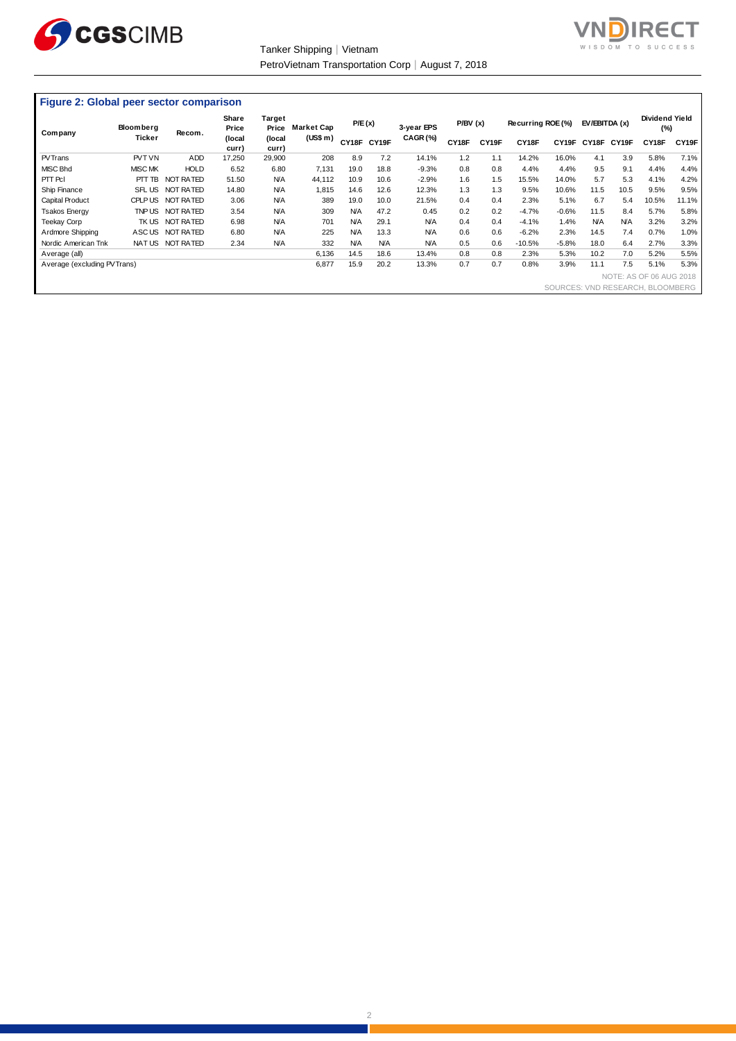**Figure 2: Global peer sector comparison**

| Company | Bloomberg Ticker | Recom. | Share Price (local curr) | Target Price (local curr) | Market Cap (US$ m) | P/E (x) | | 3-year EPS CAGR (%) | P/BV (x) | | Recurring ROE (%) | | EV/EBITDA (x) | | Dividend Yield (%) | |
|---|---|---|---|---|---|---|---|---|---|---|---|---|---|---|---|---|
| | | | | | | CY18F | CY19F | | CY18F | CY19F | CY18F | CY19F | CY18F | CY19F | CY18F | CY19F |
| PV Trans | PVT VN | ADD | 17,250 | 29,900 | 208 | 8.9 | 7.2 | 14.1% | 1.2 | 1.1 | 14.2% | 16.0% | 4.1 | 3.9 | 5.8% | 7.1% |
| MISC Bhd | MISC MK | HOLD | 6.52 | 6.80 | 7,131 | 19.0 | 18.8 | -9.3% | 0.8 | 0.8 | 4.4% | 4.4% | 9.5 | 9.1 | 4.4% | 4.4% |
| PTT Pcl | PTT TB | NOT RATED | 51.50 | N/A | 44,112 | 10.9 | 10.6 | -2.9% | 1.6 | 1.5 | 15.5% | 14.0% | 5.7 | 5.3 | 4.1% | 4.2% |
| Ship Finance | SFL US | NOT RATED | 14.80 | N/A | 1,815 | 14.6 | 12.6 | 12.3% | 1.3 | 1.3 | 9.5% | 10.6% | 11.5 | 10.5 | 9.5% | 9.5% |
| Capital Product | CPLP US | NOT RATED | 3.06 | N/A | 389 | 19.0 | 10.0 | 21.5% | 0.4 | 0.4 | 2.3% | 5.1% | 6.7 | 5.4 | 10.5% | 11.1% |
| Tsakos Energy | TNP US | NOT RATED | 3.54 | N/A | 309 | N/A | 47.2 | 0.45 | 0.2 | 0.2 | -4.7% | -0.6% | 11.5 | 8.4 | 5.7% | 5.8% |
| Teekay Corp | TK US | NOT RATED | 6.98 | N/A | 701 | N/A | 29.1 | N/A | 0.4 | 0.4 | -4.1% | 1.4% | N/A | N/A | 3.2% | 3.2% |
| Ardmore Shipping | ASC US | NOT RATED | 6.80 | N/A | 225 | N/A | 13.3 | N/A | 0.6 | 0.6 | -6.2% | 2.3% | 14.5 | 7.4 | 0.7% | 1.0% |
| Nordic American Tnk | NAT US | NOT RATED | 2.34 | N/A | 332 | N/A | N/A | N/A | 0.5 | 0.6 | -10.5% | -5.8% | 18.0 | 6.4 | 2.7% | 3.3% |
| Average (all) | | | | | 6,136 | 14.5 | 18.6 | 13.4% | 0.8 | 0.8 | 2.3% | 5.3% | 10.2 | 7.0 | 5.2% | 5.5% |
| Average (excluding PV Trans) | | | | | 6,877 | 15.9 | 20.2 | 13.3% | 0.7 | 0.7 | 0.8% | 3.9% | 11.1 | 7.5 | 5.1% | 5.3% |

NOTE: AS OF 06 AUG 2018

SOURCES: VND RESEARCH, BLOOMBERG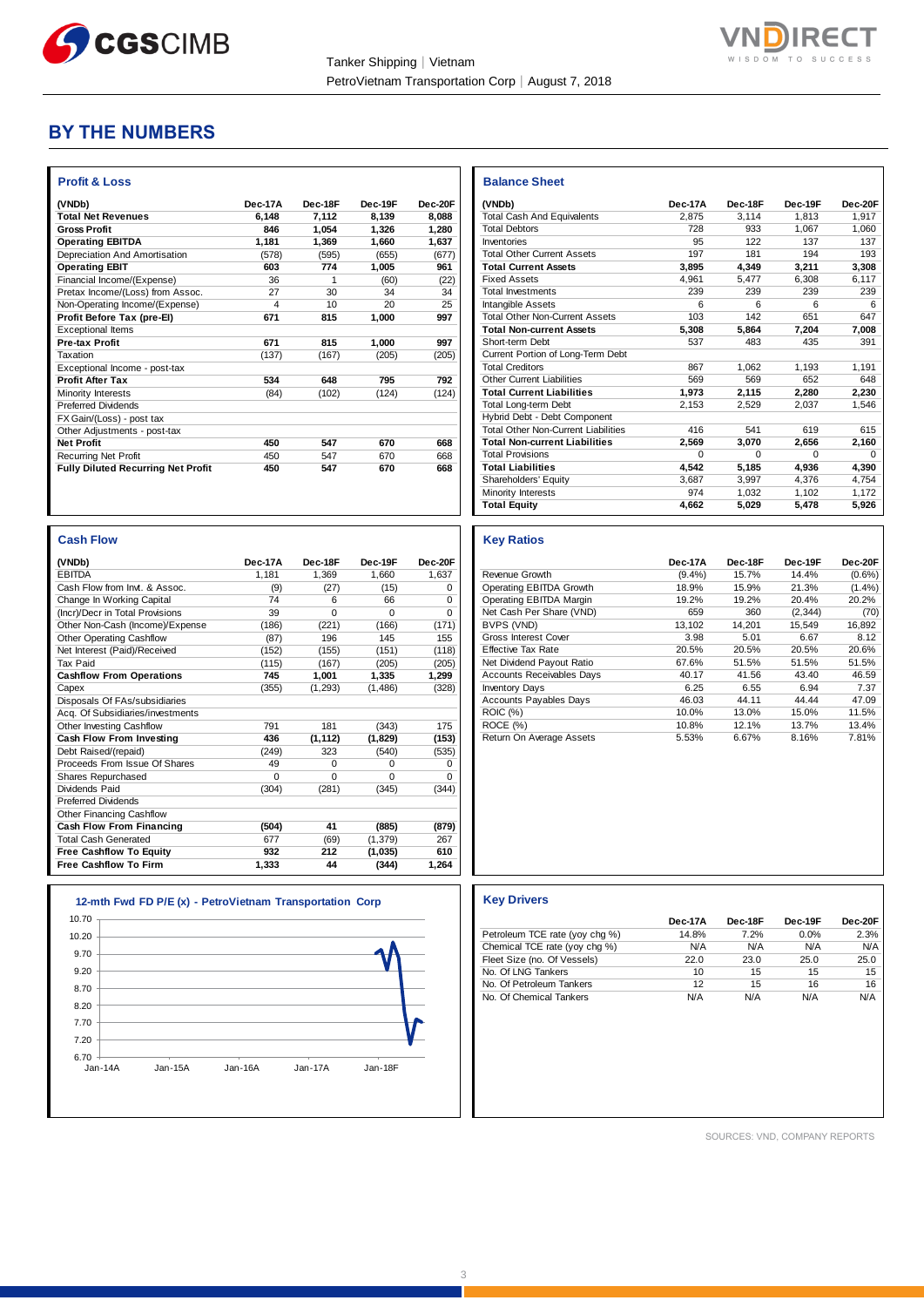# BY THE NUMBERS

## Profit & Loss

| (VNDb) | Dec-17A | Dec-18F | Dec-19F | Dec-20F |
|---|---|---|---|---|
| **Total Net Revenues** | **6,148** | **7,112** | **8,139** | **8,088** |
| **Gross Profit** | **846** | **1,054** | **1,326** | **1,280** |
| **Operating EBITDA** | **1,181** | **1,369** | **1,660** | **1,637** |
| Depreciation And Amortisation | (578) | (595) | (655) | (677) |
| **Operating EBIT** | **603** | **774** | **1,005** | **961** |
| Financial Income/(Expense) | 36 | 1 | (60) | (22) |
| Pretax Income/(Loss) from Assoc. | 27 | 30 | 34 | 34 |
| Non-Operating Income/(Expense) | 4 | 10 | 20 | 25 |
| **Profit Before Tax (pre-EI)** | **671** | **815** | **1,000** | **997** |
| Exceptional Items | | | | |
| **Pre-tax Profit** | **671** | **815** | **1,000** | **997** |
| Taxation | (137) | (167) | (205) | (205) |
| Exceptional Income - post-tax | | | | |
| **Profit After Tax** | **534** | **648** | **795** | **792** |
| Minority Interests | (84) | (102) | (124) | (124) |
| Preferred Dividends | | | | |
| FX Gain/(Loss) - post tax | | | | |
| Other Adjustments - post-tax | | | | |
| **Net Profit** | **450** | **547** | **670** | **668** |
| Recurring Net Profit | 450 | 547 | 670 | 668 |
| **Fully Diluted Recurring Net Profit** | **450** | **547** | **670** | **668** |

## Balance Sheet

| (VNDb) | Dec-17A | Dec-18F | Dec-19F | Dec-20F |
|---|---|---|---|---|
| Total Cash And Equivalents | 2,875 | 3,114 | 1,813 | 1,917 |
| Total Debtors | 728 | 933 | 1,067 | 1,060 |
| Inventories | 95 | 122 | 137 | 137 |
| Total Other Current Assets | 197 | 181 | 194 | 193 |
| **Total Current Assets** | **3,895** | **4,349** | **3,211** | **3,308** |
| Fixed Assets | 4,961 | 5,477 | 6,308 | 6,117 |
| Total Investments | 239 | 239 | 239 | 239 |
| Intangible Assets | 6 | 6 | 6 | 6 |
| Total Other Non-Current Assets | 103 | 142 | 651 | 647 |
| **Total Non-current Assets** | **5,308** | **5,864** | **7,204** | **7,008** |
| Short-term Debt | 537 | 483 | 435 | 391 |
| Current Portion of Long-Term Debt | | | | |
| Total Creditors | 867 | 1,062 | 1,193 | 1,191 |
| Other Current Liabilities | 569 | 569 | 652 | 648 |
| **Total Current Liabilities** | **1,973** | **2,115** | **2,280** | **2,230** |
| Total Long-term Debt | 2,153 | 2,529 | 2,037 | 1,546 |
| Hybrid Debt - Debt Component | | | | |
| Total Other Non-Current Liabilities | 416 | 541 | 619 | 615 |
| **Total Non-current Liabilities** | **2,569** | **3,070** | **2,656** | **2,160** |
| Total Provisions | 0 | 0 | 0 | 0 |
| **Total Liabilities** | **4,542** | **5,185** | **4,936** | **4,390** |
| Shareholders' Equity | 3,687 | 3,997 | 4,376 | 4,754 |
| Minority Interests | 974 | 1,032 | 1,102 | 1,172 |
| **Total Equity** | **4,662** | **5,029** | **5,478** | **5,926** |

## Cash Flow

| (VNDb) | Dec-17A | Dec-18F | Dec-19F | Dec-20F |
|---|---|---|---|---|
| EBITDA | 1,181 | 1,369 | 1,660 | 1,637 |
| Cash Flow from Invt. & Assoc. | (9) | (27) | (15) | 0 |
| Change In Working Capital | 74 | 6 | 66 | 0 |
| (Incr)/Decr in Total Provisions | 39 | 0 | 0 | 0 |
| Other Non-Cash (Income)/Expense | (186) | (221) | (166) | (171) |
| Other Operating Cashflow | (87) | 196 | 145 | 155 |
| Net Interest (Paid)/Received | (152) | (155) | (151) | (118) |
| Tax Paid | (115) | (167) | (205) | (205) |
| **Cashflow From Operations** | **745** | **1,001** | **1,335** | **1,299** |
| Capex | (355) | (1,293) | (1,486) | (328) |
| Disposals Of FAs/subsidiaries | | | | |
| Acq. Of Subsidiaries/investments | | | | |
| Other Investing Cashflow | 791 | 181 | (343) | 175 |
| **Cash Flow From Investing** | **436** | **(1,112)** | **(1,829)** | **(153)** |
| Debt Raised/(repaid) | (249) | 323 | (540) | (535) |
| Proceeds From Issue Of Shares | 49 | 0 | 0 | 0 |
| Shares Repurchased | 0 | 0 | 0 | 0 |
| Dividends Paid | (304) | (281) | (345) | (344) |
| Preferred Dividends | | | | |
| Other Financing Cashflow | | | | |
| **Cash Flow From Financing** | **(504)** | **41** | **(885)** | **(879)** |
| Total Cash Generated | 677 | (69) | (1,379) | 267 |
| **Free Cashflow To Equity** | **932** | **212** | **(1,035)** | **610** |
| **Free Cashflow To Firm** | **1,333** | **44** | **(344)** | **1,264** |

## Key Ratios

| | Dec-17A | Dec-18F | Dec-19F | Dec-20F |
|---|---|---|---|---|
| Revenue Growth | (9.4%) | 15.7% | 14.4% | (0.6%) |
| Operating EBITDA Growth | 18.9% | 15.9% | 21.3% | (1.4%) |
| Operating EBITDA Margin | 19.2% | 19.2% | 20.4% | 20.2% |
| Net Cash Per Share (VND) | 659 | 360 | (2,344) | (70) |
| BVPS (VND) | 13,102 | 14,201 | 15,549 | 16,892 |
| Gross Interest Cover | 3.98 | 5.01 | 6.67 | 8.12 |
| Effective Tax Rate | 20.5% | 20.5% | 20.5% | 20.6% |
| Net Dividend Payout Ratio | 67.6% | 51.5% | 51.5% | 51.5% |
| Accounts Receivables Days | 40.17 | 41.56 | 43.40 | 46.59 |
| Inventory Days | 6.25 | 6.55 | 6.94 | 7.37 |
| Accounts Payables Days | 46.03 | 44.11 | 44.44 | 47.09 |
| ROIC (%) | 10.0% | 13.0% | 15.0% | 11.5% |
| ROCE (%) | 10.8% | 12.1% | 13.7% | 13.4% |
| Return On Average Assets | 5.53% | 6.67% | 8.16% | 7.81% |

## 12-mth Fwd FD P/E (x) - PetroVietnam Transportation Corp

(Chart: y-axis 6.70 to 10.70; x-axis Jan-14A, Jan-15A, Jan-16A, Jan-17A, Jan-18F)

## Key Drivers

| | Dec-17A | Dec-18F | Dec-19F | Dec-20F |
|---|---|---|---|---|
| Petroleum TCE rate (yoy chg %) | 14.8% | 7.2% | 0.0% | 2.3% |
| Chemical TCE rate (yoy chg %) | N/A | N/A | N/A | N/A |
| Fleet Size (no. Of Vessels) | 22.0 | 23.0 | 25.0 | 25.0 |
| No. Of LNG Tankers | 10 | 15 | 15 | 15 |
| No. Of Petroleum Tankers | 12 | 15 | 16 | 16 |
| No. Of Chemical Tankers | N/A | N/A | N/A | N/A |

SOURCES: VND, COMPANY REPORTS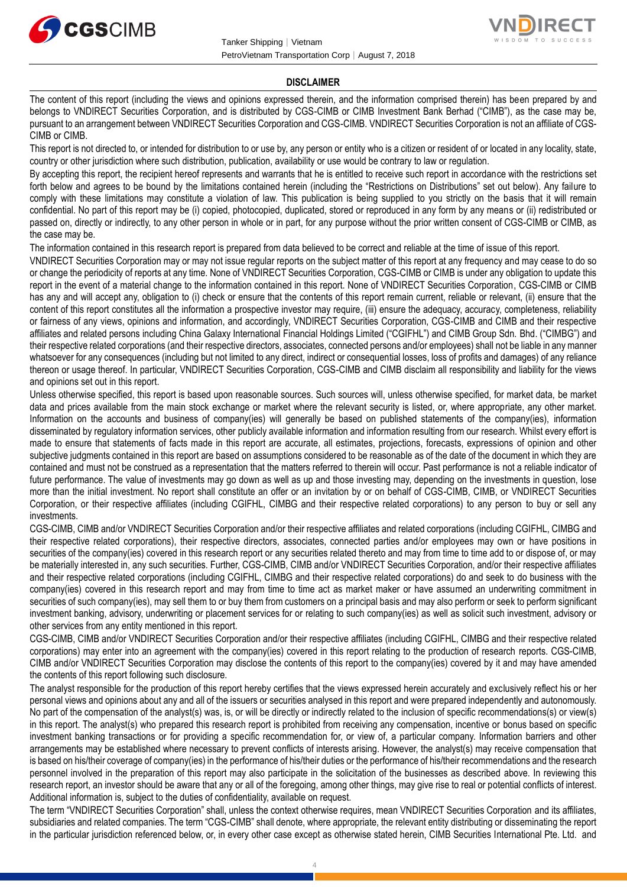## DISCLAIMER

The content of this report (including the views and opinions expressed therein, and the information comprised therein) has been prepared by and belongs to VNDIRECT Securities Corporation, and is distributed by CGS-CIMB or CIMB Investment Bank Berhad ("CIMB"), as the case may be, pursuant to an arrangement between VNDIRECT Securities Corporation and CGS-CIMB. VNDIRECT Securities Corporation is not an affiliate of CGS-CIMB or CIMB.

This report is not directed to, or intended for distribution to or use by, any person or entity who is a citizen or resident of or located in any locality, state, country or other jurisdiction where such distribution, publication, availability or use would be contrary to law or regulation.

By accepting this report, the recipient hereof represents and warrants that he is entitled to receive such report in accordance with the restrictions set forth below and agrees to be bound by the limitations contained herein (including the "Restrictions on Distributions" set out below). Any failure to comply with these limitations may constitute a violation of law. This publication is being supplied to you strictly on the basis that it will remain confidential. No part of this report may be (i) copied, photocopied, duplicated, stored or reproduced in any form by any means or (ii) redistributed or passed on, directly or indirectly, to any other person in whole or in part, for any purpose without the prior written consent of CGS-CIMB or CIMB, as the case may be.

The information contained in this research report is prepared from data believed to be correct and reliable at the time of issue of this report.

VNDIRECT Securities Corporation may or may not issue regular reports on the subject matter of this report at any frequency and may cease to do so or change the periodicity of reports at any time. None of VNDIRECT Securities Corporation, CGS-CIMB or CIMB is under any obligation to update this report in the event of a material change to the information contained in this report. None of VNDIRECT Securities Corporation, CGS-CIMB or CIMB has any and will accept any, obligation to (i) check or ensure that the contents of this report remain current, reliable or relevant, (ii) ensure that the content of this report constitutes all the information a prospective investor may require, (iii) ensure the adequacy, accuracy, completeness, reliability or fairness of any views, opinions and information, and accordingly, VNDIRECT Securities Corporation, CGS-CIMB and CIMB and their respective affiliates and related persons including China Galaxy International Financial Holdings Limited ("CGIFHL") and CIMB Group Sdn. Bhd. ("CIMBG") and their respective related corporations (and their respective directors, associates, connected persons and/or employees) shall not be liable in any manner whatsoever for any consequences (including but not limited to any direct, indirect or consequential losses, loss of profits and damages) of any reliance thereon or usage thereof. In particular, VNDIRECT Securities Corporation, CGS-CIMB and CIMB disclaim all responsibility and liability for the views and opinions set out in this report.

Unless otherwise specified, this report is based upon reasonable sources. Such sources will, unless otherwise specified, for market data, be market data and prices available from the main stock exchange or market where the relevant security is listed, or, where appropriate, any other market. Information on the accounts and business of company(ies) will generally be based on published statements of the company(ies), information disseminated by regulatory information services, other publicly available information and information resulting from our research. Whilst every effort is made to ensure that statements of facts made in this report are accurate, all estimates, projections, forecasts, expressions of opinion and other subjective judgments contained in this report are based on assumptions considered to be reasonable as of the date of the document in which they are contained and must not be construed as a representation that the matters referred to therein will occur. Past performance is not a reliable indicator of future performance. The value of investments may go down as well as up and those investing may, depending on the investments in question, lose more than the initial investment. No report shall constitute an offer or an invitation by or on behalf of CGS-CIMB, CIMB, or VNDIRECT Securities Corporation, or their respective affiliates (including CGIFHL, CIMBG and their respective related corporations) to any person to buy or sell any investments.

CGS-CIMB, CIMB and/or VNDIRECT Securities Corporation and/or their respective affiliates and related corporations (including CGIFHL, CIMBG and their respective related corporations), their respective directors, associates, connected parties and/or employees may own or have positions in securities of the company(ies) covered in this research report or any securities related thereto and may from time to time add to or dispose of, or may be materially interested in, any such securities. Further, CGS-CIMB, CIMB and/or VNDIRECT Securities Corporation, and/or their respective affiliates and their respective related corporations (including CGIFHL, CIMBG and their respective related corporations) do and seek to do business with the company(ies) covered in this research report and may from time to time act as market maker or have assumed an underwriting commitment in securities of such company(ies), may sell them to or buy them from customers on a principal basis and may also perform or seek to perform significant investment banking, advisory, underwriting or placement services for or relating to such company(ies) as well as solicit such investment, advisory or other services from any entity mentioned in this report.

CGS-CIMB, CIMB and/or VNDIRECT Securities Corporation and/or their respective affiliates (including CGIFHL, CIMBG and their respective related corporations) may enter into an agreement with the company(ies) covered in this report relating to the production of research reports. CGS-CIMB, CIMB and/or VNDIRECT Securities Corporation may disclose the contents of this report to the company(ies) covered by it and may have amended the contents of this report following such disclosure.

The analyst responsible for the production of this report hereby certifies that the views expressed herein accurately and exclusively reflect his or her personal views and opinions about any and all of the issuers or securities analysed in this report and were prepared independently and autonomously. No part of the compensation of the analyst(s) was, is, or will be directly or indirectly related to the inclusion of specific recommendations(s) or view(s) in this report. The analyst(s) who prepared this research report is prohibited from receiving any compensation, incentive or bonus based on specific investment banking transactions or for providing a specific recommendation for, or view of, a particular company. Information barriers and other arrangements may be established where necessary to prevent conflicts of interests arising. However, the analyst(s) may receive compensation that is based on his/their coverage of company(ies) in the performance of his/their duties or the performance of his/their recommendations and the research personnel involved in the preparation of this report may also participate in the solicitation of the businesses as described above. In reviewing this research report, an investor should be aware that any or all of the foregoing, among other things, may give rise to real or potential conflicts of interest. Additional information is, subject to the duties of confidentiality, available on request.

The term "VNDIRECT Securities Corporation" shall, unless the context otherwise requires, mean VNDIRECT Securities Corporation and its affiliates, subsidiaries and related companies. The term "CGS-CIMB" shall denote, where appropriate, the relevant entity distributing or disseminating the report in the particular jurisdiction referenced below, or, in every other case except as otherwise stated herein, CIMB Securities International Pte. Ltd. and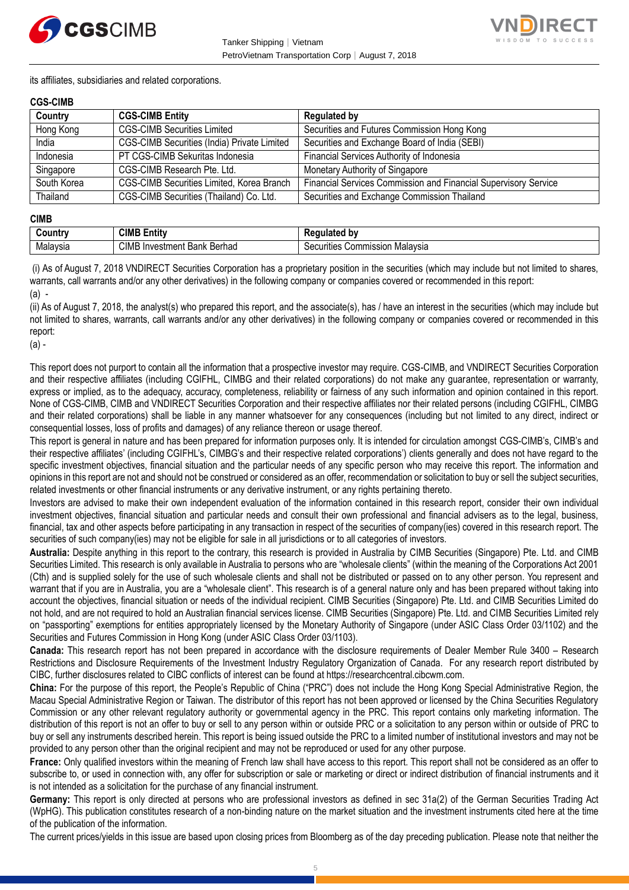its affiliates, subsidiaries and related corporations.

**CGS-CIMB**

| Country | CGS-CIMB Entity | Regulated by |
|---|---|---|
| Hong Kong | CGS-CIMB Securities Limited | Securities and Futures Commission Hong Kong |
| India | CGS-CIMB Securities (India) Private Limited | Securities and Exchange Board of India (SEBI) |
| Indonesia | PT CGS-CIMB Sekuritas Indonesia | Financial Services Authority of Indonesia |
| Singapore | CGS-CIMB Research Pte. Ltd. | Monetary Authority of Singapore |
| South Korea | CGS-CIMB Securities Limited, Korea Branch | Financial Services Commission and Financial Supervisory Service |
| Thailand | CGS-CIMB Securities (Thailand) Co. Ltd. | Securities and Exchange Commission Thailand |

**CIMB**

| Country | CIMB Entity | Regulated by |
|---|---|---|
| Malaysia | CIMB Investment Bank Berhad | Securities Commission Malaysia |

(i) As of August 7, 2018 VNDIRECT Securities Corporation has a proprietary position in the securities (which may include but not limited to shares, warrants, call warrants and/or any other derivatives) in the following company or companies covered or recommended in this report:

(a) -

(ii) As of August 7, 2018, the analyst(s) who prepared this report, and the associate(s), has / have an interest in the securities (which may include but not limited to shares, warrants, call warrants and/or any other derivatives) in the following company or companies covered or recommended in this report:

(a) -

This report does not purport to contain all the information that a prospective investor may require. CGS-CIMB, and VNDIRECT Securities Corporation and their respective affiliates (including CGIFHL, CIMBG and their related corporations) do not make any guarantee, representation or warranty, express or implied, as to the adequacy, accuracy, completeness, reliability or fairness of any such information and opinion contained in this report. None of CGS-CIMB, CIMB and VNDIRECT Securities Corporation and their respective affiliates nor their related persons (including CGIFHL, CIMBG and their related corporations) shall be liable in any manner whatsoever for any consequences (including but not limited to any direct, indirect or consequential losses, loss of profits and damages) of any reliance thereon or usage thereof.

This report is general in nature and has been prepared for information purposes only. It is intended for circulation amongst CGS-CIMB's, CIMB's and their respective affiliates' (including CGIFHL's, CIMBG's and their respective related corporations') clients generally and does not have regard to the specific investment objectives, financial situation and the particular needs of any specific person who may receive this report. The information and opinions in this report are not and should not be construed or considered as an offer, recommendation or solicitation to buy or sell the subject securities, related investments or other financial instruments or any derivative instrument, or any rights pertaining thereto.

Investors are advised to make their own independent evaluation of the information contained in this research report, consider their own individual investment objectives, financial situation and particular needs and consult their own professional and financial advisers as to the legal, business, financial, tax and other aspects before participating in any transaction in respect of the securities of company(ies) covered in this research report. The securities of such company(ies) may not be eligible for sale in all jurisdictions or to all categories of investors.

**Australia:** Despite anything in this report to the contrary, this research is provided in Australia by CIMB Securities (Singapore) Pte. Ltd. and CIMB Securities Limited. This research is only available in Australia to persons who are "wholesale clients" (within the meaning of the Corporations Act 2001 (Cth) and is supplied solely for the use of such wholesale clients and shall not be distributed or passed on to any other person. You represent and warrant that if you are in Australia, you are a "wholesale client". This research is of a general nature only and has been prepared without taking into account the objectives, financial situation or needs of the individual recipient. CIMB Securities (Singapore) Pte. Ltd. and CIMB Securities Limited do not hold, and are not required to hold an Australian financial services license. CIMB Securities (Singapore) Pte. Ltd. and CIMB Securities Limited rely on "passporting" exemptions for entities appropriately licensed by the Monetary Authority of Singapore (under ASIC Class Order 03/1102) and the Securities and Futures Commission in Hong Kong (under ASIC Class Order 03/1103).

**Canada:** This research report has not been prepared in accordance with the disclosure requirements of Dealer Member Rule 3400 – Research Restrictions and Disclosure Requirements of the Investment Industry Regulatory Organization of Canada. For any research report distributed by CIBC, further disclosures related to CIBC conflicts of interest can be found at https://researchcentral.cibcwm.com.

**China:** For the purpose of this report, the People's Republic of China ("PRC") does not include the Hong Kong Special Administrative Region, the Macau Special Administrative Region or Taiwan. The distributor of this report has not been approved or licensed by the China Securities Regulatory Commission or any other relevant regulatory authority or governmental agency in the PRC. This report contains only marketing information. The distribution of this report is not an offer to buy or sell to any person within or outside PRC or a solicitation to any person within or outside of PRC to buy or sell any instruments described herein. This report is being issued outside the PRC to a limited number of institutional investors and may not be provided to any person other than the original recipient and may not be reproduced or used for any other purpose.

**France:** Only qualified investors within the meaning of French law shall have access to this report. This report shall not be considered as an offer to subscribe to, or used in connection with, any offer for subscription or sale or marketing or direct or indirect distribution of financial instruments and it is not intended as a solicitation for the purchase of any financial instrument.

**Germany:** This report is only directed at persons who are professional investors as defined in sec 31a(2) of the German Securities Trading Act (WpHG). This publication constitutes research of a non-binding nature on the market situation and the investment instruments cited here at the time of the publication of the information.

The current prices/yields in this issue are based upon closing prices from Bloomberg as of the day preceding publication. Please note that neither the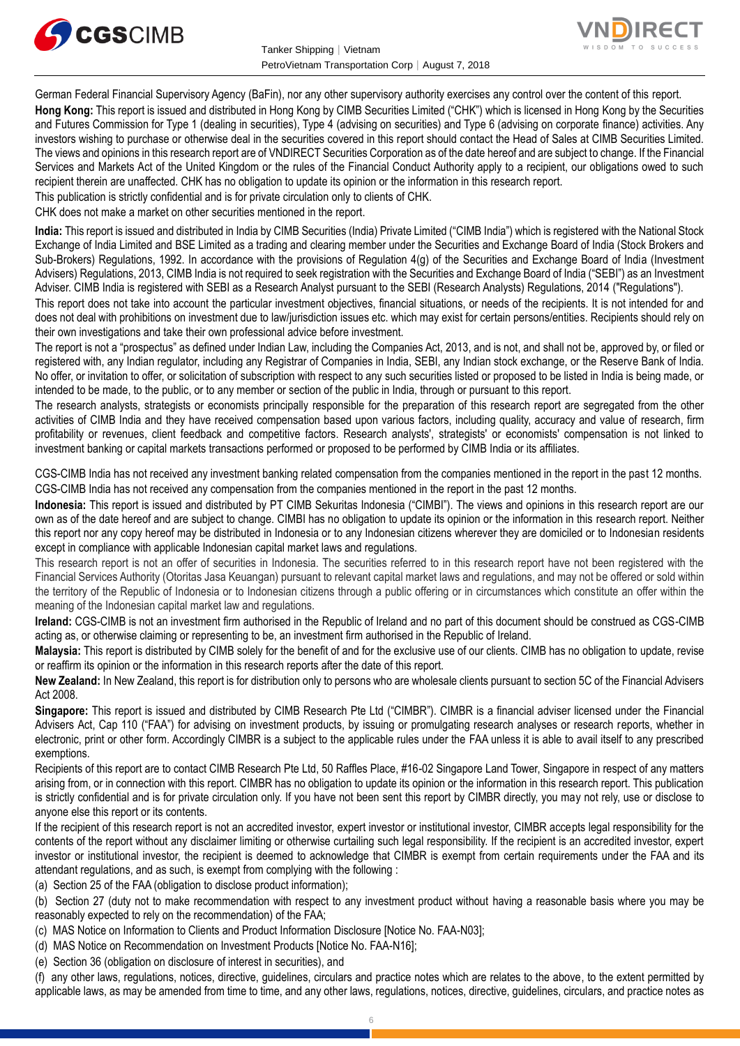German Federal Financial Supervisory Agency (BaFin), nor any other supervisory authority exercises any control over the content of this report.

**Hong Kong:** This report is issued and distributed in Hong Kong by CIMB Securities Limited ("CHK") which is licensed in Hong Kong by the Securities and Futures Commission for Type 1 (dealing in securities), Type 4 (advising on securities) and Type 6 (advising on corporate finance) activities. Any investors wishing to purchase or otherwise deal in the securities covered in this report should contact the Head of Sales at CIMB Securities Limited. The views and opinions in this research report are of VNDIRECT Securities Corporation as of the date hereof and are subject to change. If the Financial Services and Markets Act of the United Kingdom or the rules of the Financial Conduct Authority apply to a recipient, our obligations owed to such recipient therein are unaffected. CHK has no obligation to update its opinion or the information in this research report.

This publication is strictly confidential and is for private circulation only to clients of CHK.

CHK does not make a market on other securities mentioned in the report.

**India:** This report is issued and distributed in India by CIMB Securities (India) Private Limited ("CIMB India") which is registered with the National Stock Exchange of India Limited and BSE Limited as a trading and clearing member under the Securities and Exchange Board of India (Stock Brokers and Sub-Brokers) Regulations, 1992. In accordance with the provisions of Regulation 4(g) of the Securities and Exchange Board of India (Investment Advisers) Regulations, 2013, CIMB India is not required to seek registration with the Securities and Exchange Board of India ("SEBI") as an Investment Adviser. CIMB India is registered with SEBI as a Research Analyst pursuant to the SEBI (Research Analysts) Regulations, 2014 ("Regulations").

This report does not take into account the particular investment objectives, financial situations, or needs of the recipients. It is not intended for and does not deal with prohibitions on investment due to law/jurisdiction issues etc. which may exist for certain persons/entities. Recipients should rely on their own investigations and take their own professional advice before investment.

The report is not a "prospectus" as defined under Indian Law, including the Companies Act, 2013, and is not, and shall not be, approved by, or filed or registered with, any Indian regulator, including any Registrar of Companies in India, SEBI, any Indian stock exchange, or the Reserve Bank of India. No offer, or invitation to offer, or solicitation of subscription with respect to any such securities listed or proposed to be listed in India is being made, or intended to be made, to the public, or to any member or section of the public in India, through or pursuant to this report.

The research analysts, strategists or economists principally responsible for the preparation of this research report are segregated from the other activities of CIMB India and they have received compensation based upon various factors, including quality, accuracy and value of research, firm profitability or revenues, client feedback and competitive factors. Research analysts', strategists' or economists' compensation is not linked to investment banking or capital markets transactions performed or proposed to be performed by CIMB India or its affiliates.

CGS-CIMB India has not received any investment banking related compensation from the companies mentioned in the report in the past 12 months.
CGS-CIMB India has not received any compensation from the companies mentioned in the report in the past 12 months.

**Indonesia:** This report is issued and distributed by PT CIMB Sekuritas Indonesia ("CIMBI"). The views and opinions in this research report are our own as of the date hereof and are subject to change. CIMBI has no obligation to update its opinion or the information in this research report. Neither this report nor any copy hereof may be distributed in Indonesia or to any Indonesian citizens wherever they are domiciled or to Indonesian residents except in compliance with applicable Indonesian capital market laws and regulations.

This research report is not an offer of securities in Indonesia. The securities referred to in this research report have not been registered with the Financial Services Authority (Otoritas Jasa Keuangan) pursuant to relevant capital market laws and regulations, and may not be offered or sold within the territory of the Republic of Indonesia or to Indonesian citizens through a public offering or in circumstances which constitute an offer within the meaning of the Indonesian capital market law and regulations.

**Ireland:** CGS-CIMB is not an investment firm authorised in the Republic of Ireland and no part of this document should be construed as CGS-CIMB acting as, or otherwise claiming or representing to be, an investment firm authorised in the Republic of Ireland.

**Malaysia:** This report is distributed by CIMB solely for the benefit of and for the exclusive use of our clients. CIMB has no obligation to update, revise or reaffirm its opinion or the information in this research reports after the date of this report.

**New Zealand:** In New Zealand, this report is for distribution only to persons who are wholesale clients pursuant to section 5C of the Financial Advisers Act 2008.

**Singapore:** This report is issued and distributed by CIMB Research Pte Ltd ("CIMBR"). CIMBR is a financial adviser licensed under the Financial Advisers Act, Cap 110 ("FAA") for advising on investment products, by issuing or promulgating research analyses or research reports, whether in electronic, print or other form. Accordingly CIMBR is a subject to the applicable rules under the FAA unless it is able to avail itself to any prescribed exemptions.

Recipients of this report are to contact CIMB Research Pte Ltd, 50 Raffles Place, #16-02 Singapore Land Tower, Singapore in respect of any matters arising from, or in connection with this report. CIMBR has no obligation to update its opinion or the information in this research report. This publication is strictly confidential and is for private circulation only. If you have not been sent this report by CIMBR directly, you may not rely, use or disclose to anyone else this report or its contents.

If the recipient of this research report is not an accredited investor, expert investor or institutional investor, CIMBR accepts legal responsibility for the contents of the report without any disclaimer limiting or otherwise curtailing such legal responsibility. If the recipient is an accredited investor, expert investor or institutional investor, the recipient is deemed to acknowledge that CIMBR is exempt from certain requirements under the FAA and its attendant regulations, and as such, is exempt from complying with the following :

(a) Section 25 of the FAA (obligation to disclose product information);

(b) Section 27 (duty not to make recommendation with respect to any investment product without having a reasonable basis where you may be reasonably expected to rely on the recommendation) of the FAA;

(c) MAS Notice on Information to Clients and Product Information Disclosure [Notice No. FAA-N03];

(d) MAS Notice on Recommendation on Investment Products [Notice No. FAA-N16];

(e) Section 36 (obligation on disclosure of interest in securities), and

(f) any other laws, regulations, notices, directive, guidelines, circulars and practice notes which are relates to the above, to the extent permitted by applicable laws, as may be amended from time to time, and any other laws, regulations, notices, directive, guidelines, circulars, and practice notes as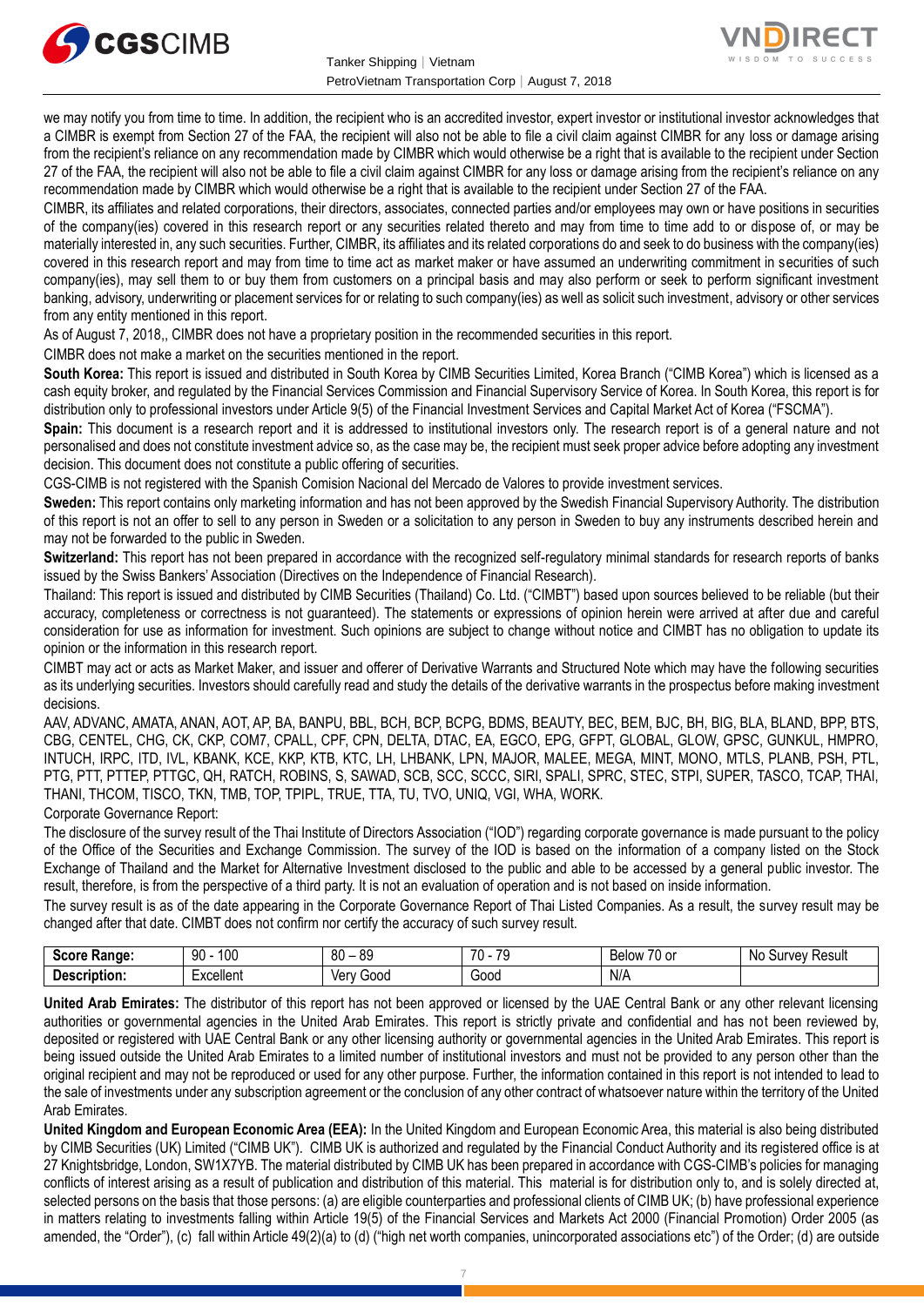we may notify you from time to time. In addition, the recipient who is an accredited investor, expert investor or institutional investor acknowledges that a CIMBR is exempt from Section 27 of the FAA, the recipient will also not be able to file a civil claim against CIMBR for any loss or damage arising from the recipient's reliance on any recommendation made by CIMBR which would otherwise be a right that is available to the recipient under Section 27 of the FAA, the recipient will also not be able to file a civil claim against CIMBR for any loss or damage arising from the recipient's reliance on any recommendation made by CIMBR which would otherwise be a right that is available to the recipient under Section 27 of the FAA.

CIMBR, its affiliates and related corporations, their directors, associates, connected parties and/or employees may own or have positions in securities of the company(ies) covered in this research report or any securities related thereto and may from time to time add to or dispose of, or may be materially interested in, any such securities. Further, CIMBR, its affiliates and its related corporations do and seek to do business with the company(ies) covered in this research report and may from time to time act as market maker or have assumed an underwriting commitment in securities of such company(ies), may sell them to or buy them from customers on a principal basis and may also perform or seek to perform significant investment banking, advisory, underwriting or placement services for or relating to such company(ies) as well as solicit such investment, advisory or other services from any entity mentioned in this report.

As of August 7, 2018,, CIMBR does not have a proprietary position in the recommended securities in this report.

CIMBR does not make a market on the securities mentioned in the report.

**South Korea:** This report is issued and distributed in South Korea by CIMB Securities Limited, Korea Branch ("CIMB Korea") which is licensed as a cash equity broker, and regulated by the Financial Services Commission and Financial Supervisory Service of Korea. In South Korea, this report is for distribution only to professional investors under Article 9(5) of the Financial Investment Services and Capital Market Act of Korea ("FSCMA").

**Spain:** This document is a research report and it is addressed to institutional investors only. The research report is of a general nature and not personalised and does not constitute investment advice so, as the case may be, the recipient must seek proper advice before adopting any investment decision. This document does not constitute a public offering of securities.

CGS-CIMB is not registered with the Spanish Comision Nacional del Mercado de Valores to provide investment services.

**Sweden:** This report contains only marketing information and has not been approved by the Swedish Financial Supervisory Authority. The distribution of this report is not an offer to sell to any person in Sweden or a solicitation to any person in Sweden to buy any instruments described herein and may not be forwarded to the public in Sweden.

**Switzerland:** This report has not been prepared in accordance with the recognized self-regulatory minimal standards for research reports of banks issued by the Swiss Bankers' Association (Directives on the Independence of Financial Research).

Thailand: This report is issued and distributed by CIMB Securities (Thailand) Co. Ltd. ("CIMBT") based upon sources believed to be reliable (but their accuracy, completeness or correctness is not guaranteed). The statements or expressions of opinion herein were arrived at after due and careful consideration for use as information for investment. Such opinions are subject to change without notice and CIMBT has no obligation to update its opinion or the information in this research report.

CIMBT may act or acts as Market Maker, and issuer and offerer of Derivative Warrants and Structured Note which may have the following securities as its underlying securities. Investors should carefully read and study the details of the derivative warrants in the prospectus before making investment decisions.

AAV, ADVANC, AMATA, ANAN, AOT, AP, BA, BANPU, BBL, BCH, BCP, BCPG, BDMS, BEAUTY, BEC, BEM, BJC, BH, BIG, BLA, BLAND, BPP, BTS, CBG, CENTEL, CHG, CK, CKP, COM7, CPALL, CPF, CPN, DELTA, DTAC, EA, EGCO, EPG, GFPT, GLOBAL, GLOW, GPSC, GUNKUL, HMPRO, INTUCH, IRPC, ITD, IVL, KBANK, KCE, KKP, KTB, KTC, LH, LHBANK, LPN, MAJOR, MALEE, MEGA, MINT, MONO, MTLS, PLANB, PSH, PTL, PTG, PTT, PTTEP, PTTGC, QH, RATCH, ROBINS, S, SAWAD, SCB, SCC, SCCC, SIRI, SPALI, SPRC, STEC, STPI, SUPER, TASCO, TCAP, THAI, THANI, THCOM, TISCO, TKN, TMB, TOP, TPIPL, TRUE, TTA, TU, TVO, UNIQ, VGI, WHA, WORK.

Corporate Governance Report:

The disclosure of the survey result of the Thai Institute of Directors Association ("IOD") regarding corporate governance is made pursuant to the policy of the Office of the Securities and Exchange Commission. The survey of the IOD is based on the information of a company listed on the Stock Exchange of Thailand and the Market for Alternative Investment disclosed to the public and able to be accessed by a general public investor. The result, therefore, is from the perspective of a third party. It is not an evaluation of operation and is not based on inside information.

The survey result is as of the date appearing in the Corporate Governance Report of Thai Listed Companies. As a result, the survey result may be changed after that date. CIMBT does not confirm nor certify the accuracy of such survey result.

| **Score Range:** | 90 - 100 | 80 – 89 | 70 - 79 | Below 70 or | No Survey Result |
|---|---|---|---|---|---|
| **Description:** | Excellent | Very Good | Good | N/A | |

**United Arab Emirates:** The distributor of this report has not been approved or licensed by the UAE Central Bank or any other relevant licensing authorities or governmental agencies in the United Arab Emirates. This report is strictly private and confidential and has not been reviewed by, deposited or registered with UAE Central Bank or any other licensing authority or governmental agencies in the United Arab Emirates. This report is being issued outside the United Arab Emirates to a limited number of institutional investors and must not be provided to any person other than the original recipient and may not be reproduced or used for any other purpose. Further, the information contained in this report is not intended to lead to the sale of investments under any subscription agreement or the conclusion of any other contract of whatsoever nature within the territory of the United Arab Emirates.

**United Kingdom and European Economic Area (EEA):** In the United Kingdom and European Economic Area, this material is also being distributed by CIMB Securities (UK) Limited ("CIMB UK"). CIMB UK is authorized and regulated by the Financial Conduct Authority and its registered office is at 27 Knightsbridge, London, SW1X7YB. The material distributed by CIMB UK has been prepared in accordance with CGS-CIMB's policies for managing conflicts of interest arising as a result of publication and distribution of this material. This material is for distribution only to, and is solely directed at, selected persons on the basis that those persons: (a) are eligible counterparties and professional clients of CIMB UK; (b) have professional experience in matters relating to investments falling within Article 19(5) of the Financial Services and Markets Act 2000 (Financial Promotion) Order 2005 (as amended, the "Order"), (c) fall within Article 49(2)(a) to (d) ("high net worth companies, unincorporated associations etc") of the Order; (d) are outside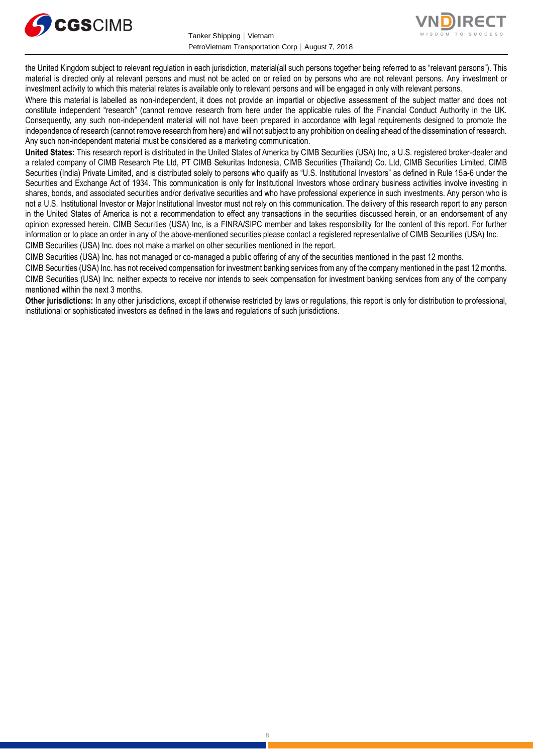the United Kingdom subject to relevant regulation in each jurisdiction, material(all such persons together being referred to as "relevant persons"). This material is directed only at relevant persons and must not be acted on or relied on by persons who are not relevant persons. Any investment or investment activity to which this material relates is available only to relevant persons and will be engaged in only with relevant persons.

Where this material is labelled as non-independent, it does not provide an impartial or objective assessment of the subject matter and does not constitute independent "research" (cannot remove research from here under the applicable rules of the Financial Conduct Authority in the UK. Consequently, any such non-independent material will not have been prepared in accordance with legal requirements designed to promote the independence of research (cannot remove research from here) and will not subject to any prohibition on dealing ahead of the dissemination of research. Any such non-independent material must be considered as a marketing communication.

**United States:** This research report is distributed in the United States of America by CIMB Securities (USA) Inc, a U.S. registered broker-dealer and a related company of CIMB Research Pte Ltd, PT CIMB Sekuritas Indonesia, CIMB Securities (Thailand) Co. Ltd, CIMB Securities Limited, CIMB Securities (India) Private Limited, and is distributed solely to persons who qualify as "U.S. Institutional Investors" as defined in Rule 15a-6 under the Securities and Exchange Act of 1934. This communication is only for Institutional Investors whose ordinary business activities involve investing in shares, bonds, and associated securities and/or derivative securities and who have professional experience in such investments. Any person who is not a U.S. Institutional Investor or Major Institutional Investor must not rely on this communication. The delivery of this research report to any person in the United States of America is not a recommendation to effect any transactions in the securities discussed herein, or an endorsement of any opinion expressed herein. CIMB Securities (USA) Inc, is a FINRA/SIPC member and takes responsibility for the content of this report. For further information or to place an order in any of the above-mentioned securities please contact a registered representative of CIMB Securities (USA) Inc.

CIMB Securities (USA) Inc. does not make a market on other securities mentioned in the report.

CIMB Securities (USA) Inc. has not managed or co-managed a public offering of any of the securities mentioned in the past 12 months.

CIMB Securities (USA) Inc. has not received compensation for investment banking services from any of the company mentioned in the past 12 months.

CIMB Securities (USA) Inc. neither expects to receive nor intends to seek compensation for investment banking services from any of the company mentioned within the next 3 months.

**Other jurisdictions:** In any other jurisdictions, except if otherwise restricted by laws or regulations, this report is only for distribution to professional, institutional or sophisticated investors as defined in the laws and regulations of such jurisdictions.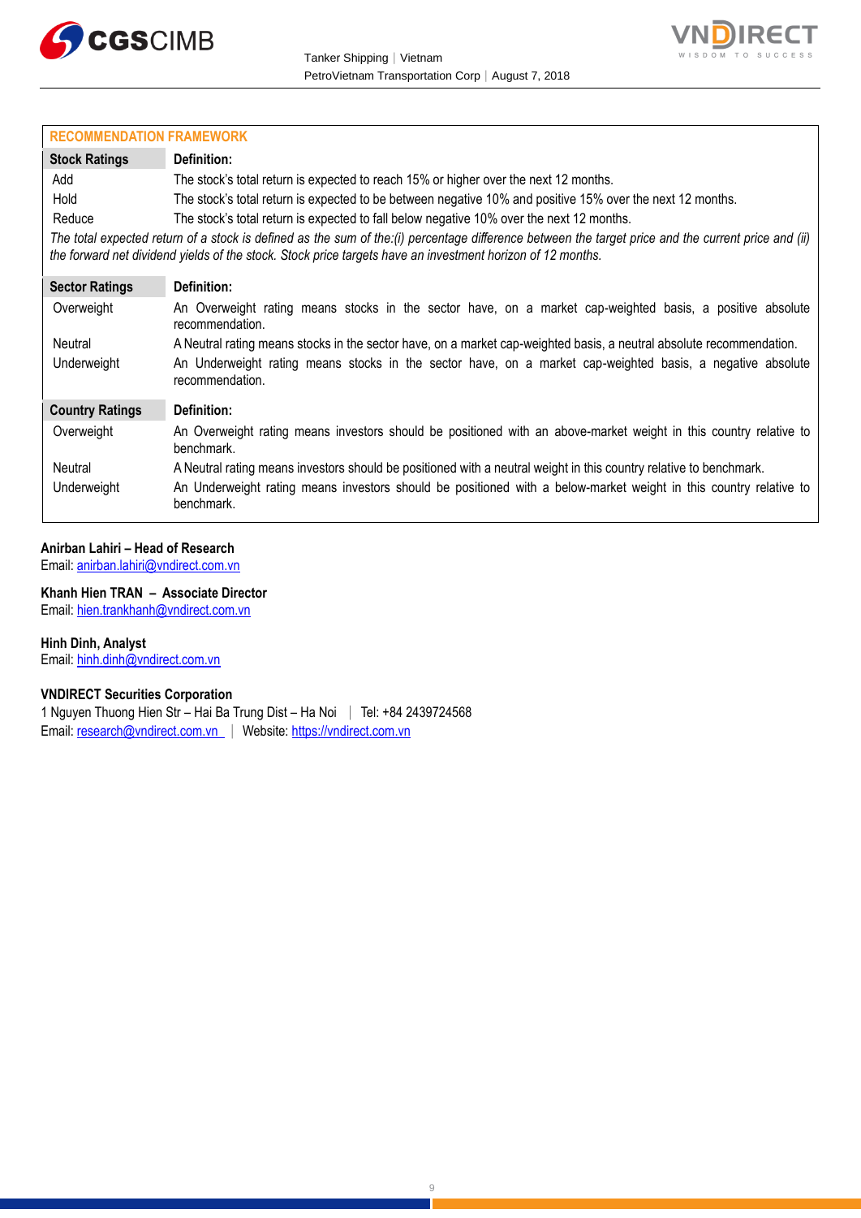## RECOMMENDATION FRAMEWORK

| Stock Ratings | Definition: |
|---|---|
| Add | The stock's total return is expected to reach 15% or higher over the next 12 months. |
| Hold | The stock's total return is expected to be between negative 10% and positive 15% over the next 12 months. |
| Reduce | The stock's total return is expected to fall below negative 10% over the next 12 months. |

*The total expected return of a stock is defined as the sum of the:(i) percentage difference between the target price and the current price and (ii) the forward net dividend yields of the stock. Stock price targets have an investment horizon of 12 months.*

| Sector Ratings | Definition: |
|---|---|
| Overweight | An Overweight rating means stocks in the sector have, on a market cap-weighted basis, a positive absolute recommendation. |
| Neutral | A Neutral rating means stocks in the sector have, on a market cap-weighted basis, a neutral absolute recommendation. |
| Underweight | An Underweight rating means stocks in the sector have, on a market cap-weighted basis, a negative absolute recommendation. |

| Country Ratings | Definition: |
|---|---|
| Overweight | An Overweight rating means investors should be positioned with an above-market weight in this country relative to benchmark. |
| Neutral | A Neutral rating means investors should be positioned with a neutral weight in this country relative to benchmark. |
| Underweight | An Underweight rating means investors should be positioned with a below-market weight in this country relative to benchmark. |

**Anirban Lahiri – Head of Research**
Email: anirban.lahiri@vndirect.com.vn

**Khanh Hien TRAN – Associate Director**
Email: hien.trankhanh@vndirect.com.vn

**Hinh Dinh, Analyst**
Email: hinh.dinh@vndirect.com.vn

**VNDIRECT Securities Corporation**
1 Nguyen Thuong Hien Str – Hai Ba Trung Dist – Ha Noi | Tel: +84 2439724568
Email: research@vndirect.com.vn | Website: https://vndirect.com.vn